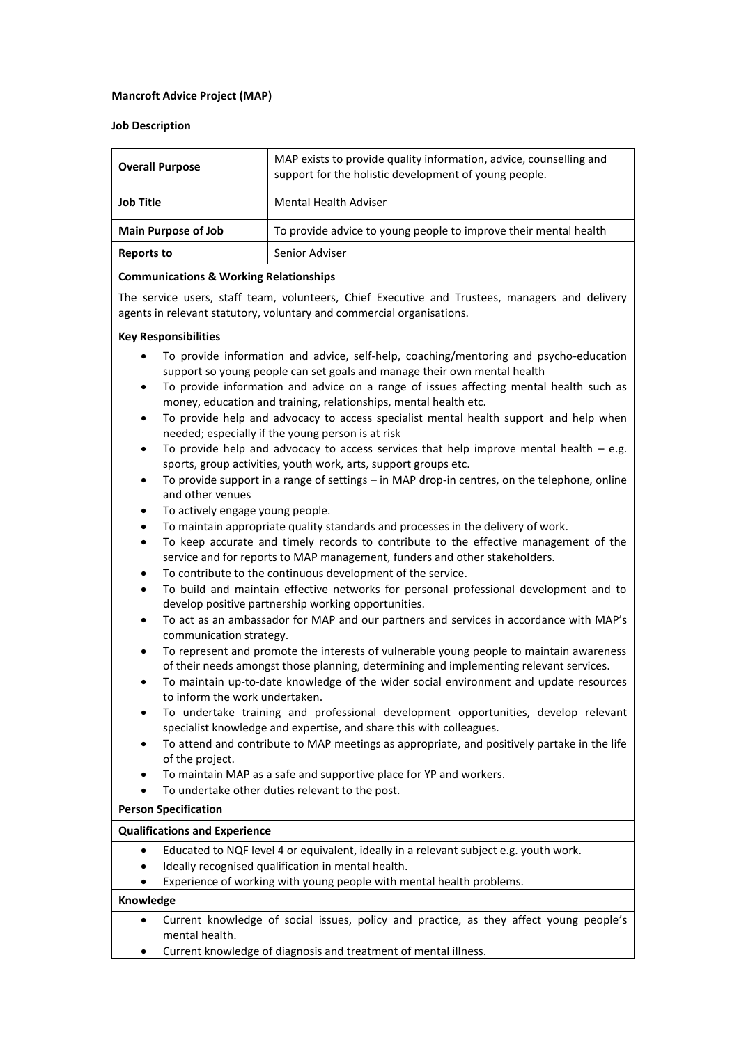**Mancroft Advice Project (MAP)**

**Job Description**

| **Overall Purpose** | MAP exists to provide quality information, advice, counselling and support for the holistic development of young people. |
|---|---|
| **Job Title** | Mental Health Adviser |
| **Main Purpose of Job** | To provide advice to young people to improve their mental health |
| **Reports to** | Senior Adviser |

**Communications & Working Relationships**

The service users, staff team, volunteers, Chief Executive and Trustees, managers and delivery agents in relevant statutory, voluntary and commercial organisations.

**Key Responsibilities**

- To provide information and advice, self-help, coaching/mentoring and psycho-education support so young people can set goals and manage their own mental health
- To provide information and advice on a range of issues affecting mental health such as money, education and training, relationships, mental health etc.
- To provide help and advocacy to access specialist mental health support and help when needed; especially if the young person is at risk
- To provide help and advocacy to access services that help improve mental health – e.g. sports, group activities, youth work, arts, support groups etc.
- To provide support in a range of settings – in MAP drop-in centres, on the telephone, online and other venues
- To actively engage young people.
- To maintain appropriate quality standards and processes in the delivery of work.
- To keep accurate and timely records to contribute to the effective management of the service and for reports to MAP management, funders and other stakeholders.
- To contribute to the continuous development of the service.
- To build and maintain effective networks for personal professional development and to develop positive partnership working opportunities.
- To act as an ambassador for MAP and our partners and services in accordance with MAP's communication strategy.
- To represent and promote the interests of vulnerable young people to maintain awareness of their needs amongst those planning, determining and implementing relevant services.
- To maintain up-to-date knowledge of the wider social environment and update resources to inform the work undertaken.
- To undertake training and professional development opportunities, develop relevant specialist knowledge and expertise, and share this with colleagues.
- To attend and contribute to MAP meetings as appropriate, and positively partake in the life of the project.
- To maintain MAP as a safe and supportive place for YP and workers.
- To undertake other duties relevant to the post.

**Person Specification**

**Qualifications and Experience**

- Educated to NQF level 4 or equivalent, ideally in a relevant subject e.g. youth work.
- Ideally recognised qualification in mental health.
- Experience of working with young people with mental health problems.

**Knowledge**

- Current knowledge of social issues, policy and practice, as they affect young people's mental health.
- Current knowledge of diagnosis and treatment of mental illness.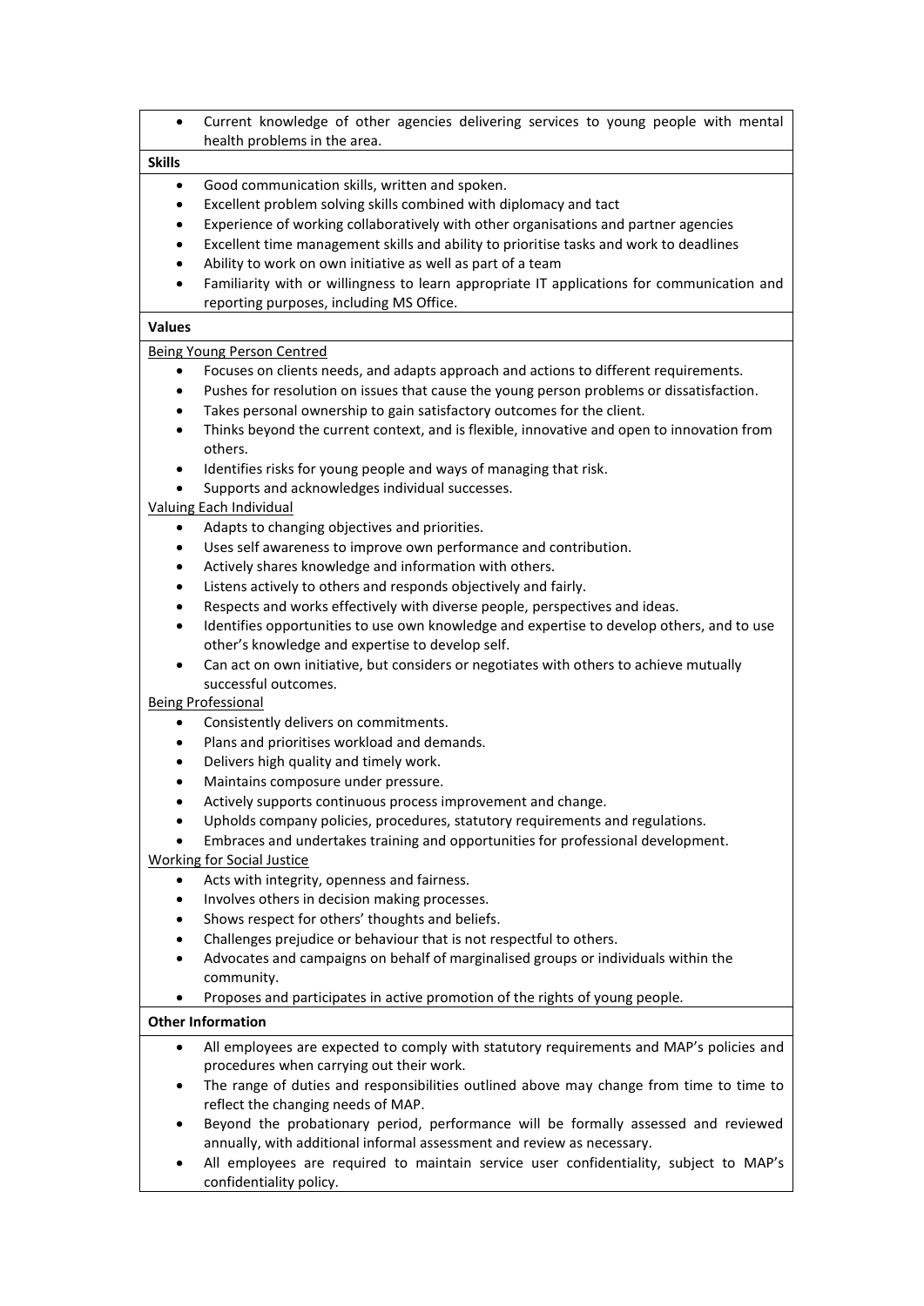- Current knowledge of other agencies delivering services to young people with mental health problems in the area.

**Skills**

- Good communication skills, written and spoken.
- Excellent problem solving skills combined with diplomacy and tact
- Experience of working collaboratively with other organisations and partner agencies
- Excellent time management skills and ability to prioritise tasks and work to deadlines
- Ability to work on own initiative as well as part of a team
- Familiarity with or willingness to learn appropriate IT applications for communication and reporting purposes, including MS Office.

**Values**

Being Young Person Centred

- Focuses on clients needs, and adapts approach and actions to different requirements.
- Pushes for resolution on issues that cause the young person problems or dissatisfaction.
- Takes personal ownership to gain satisfactory outcomes for the client.
- Thinks beyond the current context, and is flexible, innovative and open to innovation from others.
- Identifies risks for young people and ways of managing that risk.
- Supports and acknowledges individual successes.

Valuing Each Individual

- Adapts to changing objectives and priorities.
- Uses self awareness to improve own performance and contribution.
- Actively shares knowledge and information with others.
- Listens actively to others and responds objectively and fairly.
- Respects and works effectively with diverse people, perspectives and ideas.
- Identifies opportunities to use own knowledge and expertise to develop others, and to use other's knowledge and expertise to develop self.
- Can act on own initiative, but considers or negotiates with others to achieve mutually successful outcomes.

Being Professional

- Consistently delivers on commitments.
- Plans and prioritises workload and demands.
- Delivers high quality and timely work.
- Maintains composure under pressure.
- Actively supports continuous process improvement and change.
- Upholds company policies, procedures, statutory requirements and regulations.
- Embraces and undertakes training and opportunities for professional development.

Working for Social Justice

- Acts with integrity, openness and fairness.
- Involves others in decision making processes.
- Shows respect for others' thoughts and beliefs.
- Challenges prejudice or behaviour that is not respectful to others.
- Advocates and campaigns on behalf of marginalised groups or individuals within the community.
- Proposes and participates in active promotion of the rights of young people.

**Other Information**

- All employees are expected to comply with statutory requirements and MAP's policies and procedures when carrying out their work.
- The range of duties and responsibilities outlined above may change from time to time to reflect the changing needs of MAP.
- Beyond the probationary period, performance will be formally assessed and reviewed annually, with additional informal assessment and review as necessary.
- All employees are required to maintain service user confidentiality, subject to MAP's confidentiality policy.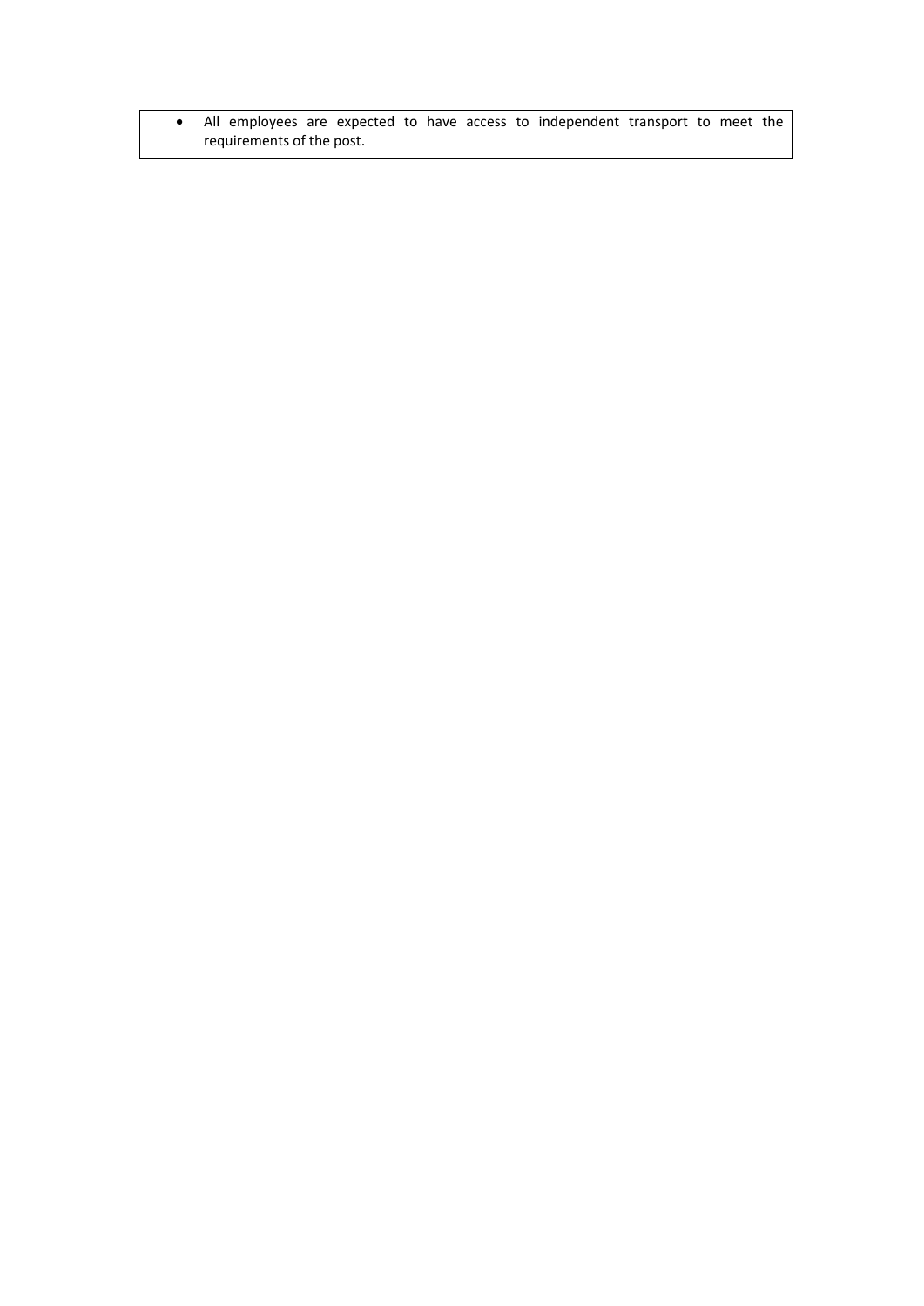- All employees are expected to have access to independent transport to meet the requirements of the post.